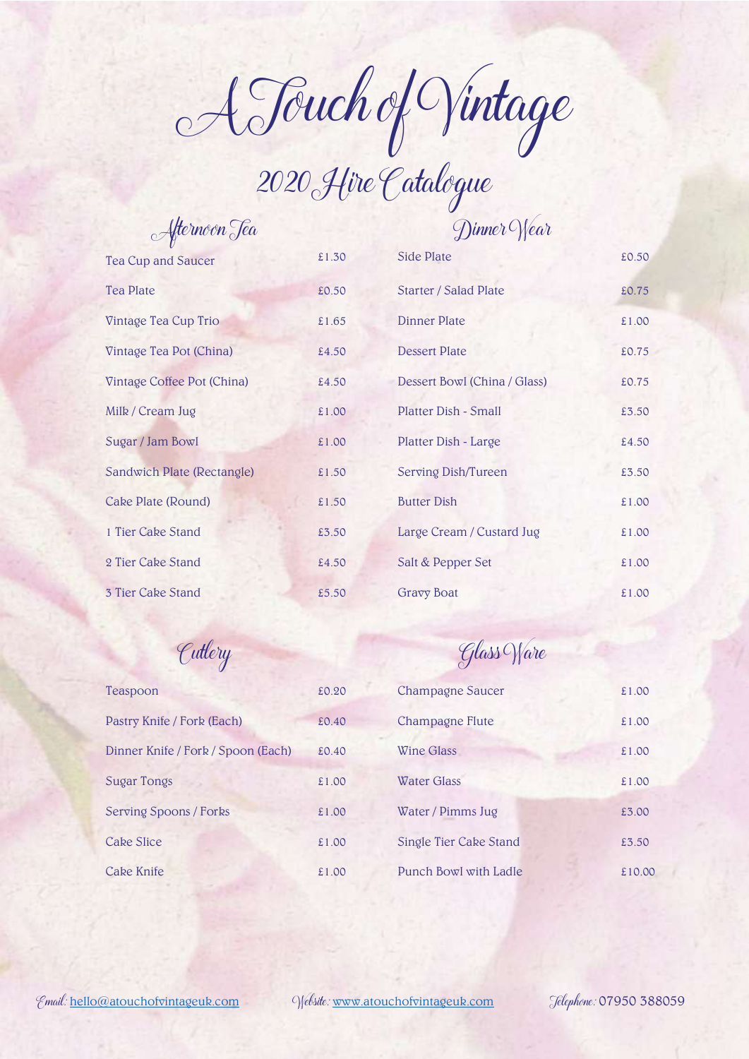# A Touch of Vintage

## 2020 Hire Catalogue

### Afternoon Tea

| Item | Price |
|---|---|
| Tea Cup and Saucer | £1.30 |
| Tea Plate | £0.50 |
| Vintage Tea Cup Trio | £1.65 |
| Vintage Tea Pot (China) | £4.50 |
| Vintage Coffee Pot (China) | £4.50 |
| Milk / Cream Jug | £1.00 |
| Sugar / Jam Bowl | £1.00 |
| Sandwich Plate (Rectangle) | £1.50 |
| Cake Plate (Round) | £1.50 |
| 1 Tier Cake Stand | £3.50 |
| 2 Tier Cake Stand | £4.50 |
| 3 Tier Cake Stand | £5.50 |

### Dinner Wear

| Item | Price |
|---|---|
| Side Plate | £0.50 |
| Starter / Salad Plate | £0.75 |
| Dinner Plate | £1.00 |
| Dessert Plate | £0.75 |
| Dessert Bowl (China / Glass) | £0.75 |
| Platter Dish - Small | £3.50 |
| Platter Dish - Large | £4.50 |
| Serving Dish/Tureen | £3.50 |
| Butter Dish | £1.00 |
| Large Cream / Custard Jug | £1.00 |
| Salt & Pepper Set | £1.00 |
| Gravy Boat | £1.00 |

### Cutlery

| Item | Price |
|---|---|
| Teaspoon | £0.20 |
| Pastry Knife / Fork (Each) | £0.40 |
| Dinner Knife / Fork / Spoon (Each) | £0.40 |
| Sugar Tongs | £1.00 |
| Serving Spoons / Forks | £1.00 |
| Cake Slice | £1.00 |
| Cake Knife | £1.00 |

### Glass Ware

| Item | Price |
|---|---|
| Champagne Saucer | £1.00 |
| Champagne Flute | £1.00 |
| Wine Glass | £1.00 |
| Water Glass | £1.00 |
| Water / Pimms Jug | £3.00 |
| Single Tier Cake Stand | £3.50 |
| Punch Bowl with Ladle | £10.00 |

Email: hello@atouchofvintageuk.com Website: www.atouchofvintageuk.com Telephone: 07950 388059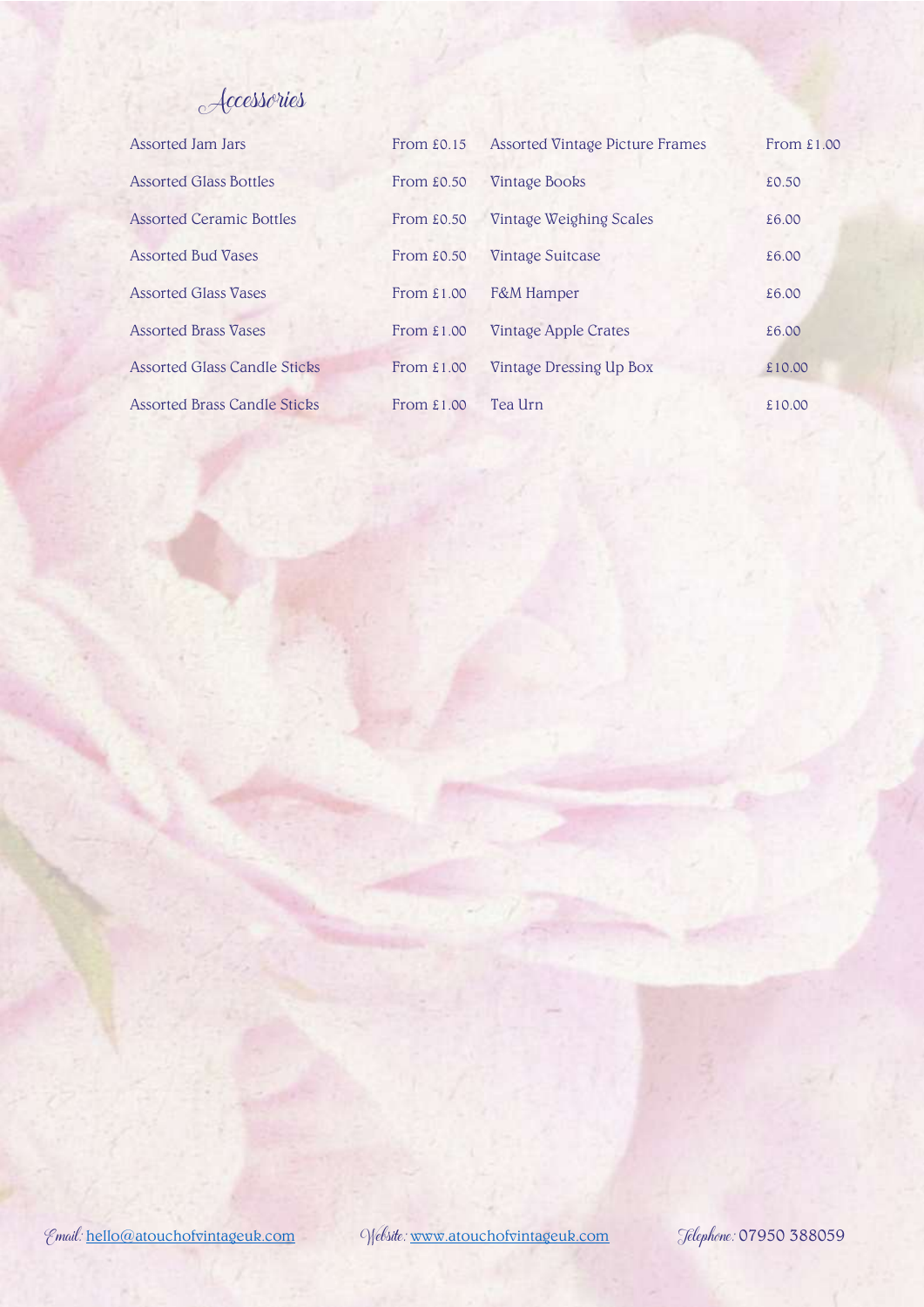## Accessories

| | | | |
|---|---|---|---|
| Assorted Jam Jars | From £0.15 | Assorted Vintage Picture Frames | From £1.00 |
| Assorted Glass Bottles | From £0.50 | Vintage Books | £0.50 |
| Assorted Ceramic Bottles | From £0.50 | Vintage Weighing Scales | £6.00 |
| Assorted Bud Vases | From £0.50 | Vintage Suitcase | £6.00 |
| Assorted Glass Vases | From £1.00 | F&M Hamper | £6.00 |
| Assorted Brass Vases | From £1.00 | Vintage Apple Crates | £6.00 |
| Assorted Glass Candle Sticks | From £1.00 | Vintage Dressing Up Box | £10.00 |
| Assorted Brass Candle Sticks | From £1.00 | Tea Urn | £10.00 |

Email: hello@atouchofvintageuk.com Website: www.atouchofvintageuk.com Telephone: 07950 388059